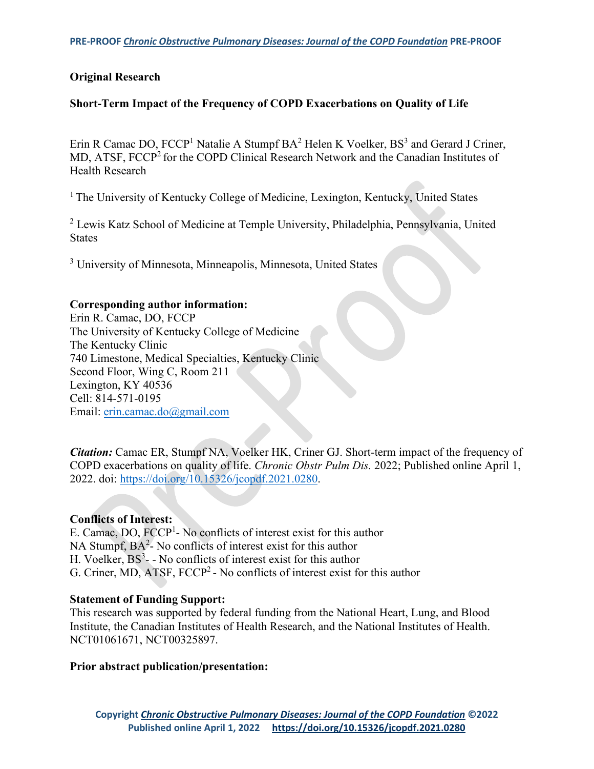**Original Research**

# Short-Term Impact of the Frequency of COPD Exacerbations on Quality of Life

Erin R Camac DO, FCCP[1] Natalie A Stumpf BA[2] Helen K Voelker, BS[3] and Gerard J Criner, MD, ATSF, FCCP[2] for the COPD Clinical Research Network and the Canadian Institutes of Health Research

[1] The University of Kentucky College of Medicine, Lexington, Kentucky, United States

[2] Lewis Katz School of Medicine at Temple University, Philadelphia, Pennsylvania, United States

[3] University of Minnesota, Minneapolis, Minnesota, United States

**Corresponding author information:**
Erin R. Camac, DO, FCCP
The University of Kentucky College of Medicine
The Kentucky Clinic
740 Limestone, Medical Specialties, Kentucky Clinic
Second Floor, Wing C, Room 211
Lexington, KY 40536
Cell: 814-571-0195
Email: erin.camac.do@gmail.com

***Citation:*** Camac ER, Stumpf NA, Voelker HK, Criner GJ. Short-term impact of the frequency of COPD exacerbations on quality of life. *Chronic Obstr Pulm Dis.* 2022; Published online April 1, 2022. doi: https://doi.org/10.15326/jcopdf.2021.0280.

**Conflicts of Interest:**
E. Camac, DO, FCCP[1]- No conflicts of interest exist for this author
NA Stumpf, BA[2]- No conflicts of interest exist for this author
H. Voelker, BS[3]- - No conflicts of interest exist for this author
G. Criner, MD, ATSF, FCCP[2] - No conflicts of interest exist for this author

**Statement of Funding Support:**
This research was supported by federal funding from the National Heart, Lung, and Blood Institute, the Canadian Institutes of Health Research, and the National Institutes of Health. NCT01061671, NCT00325897.

**Prior abstract publication/presentation:**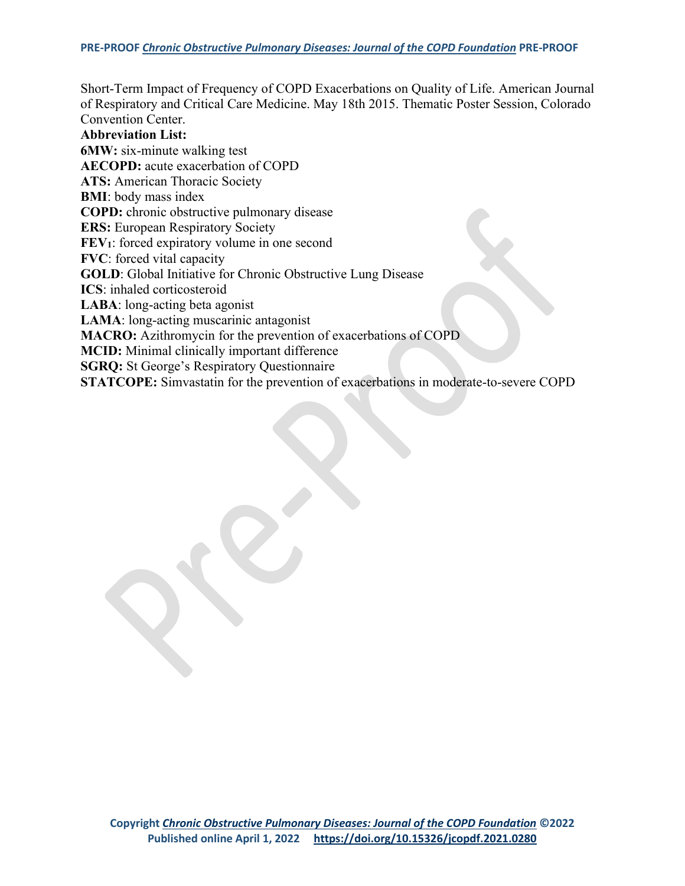Short-Term Impact of Frequency of COPD Exacerbations on Quality of Life. American Journal of Respiratory and Critical Care Medicine. May 18th 2015. Thematic Poster Session, Colorado Convention Center.

**Abbreviation List:**

**6MW:** six-minute walking test
**AECOPD:** acute exacerbation of COPD
**ATS:** American Thoracic Society
**BMI**: body mass index
**COPD:** chronic obstructive pulmonary disease
**ERS:** European Respiratory Society
**$FEV_1$**: forced expiratory volume in one second
**FVC**: forced vital capacity
**GOLD**: Global Initiative for Chronic Obstructive Lung Disease
**ICS**: inhaled corticosteroid
**LABA**: long-acting beta agonist
**LAMA**: long-acting muscarinic antagonist
**MACRO:** Azithromycin for the prevention of exacerbations of COPD
**MCID:** Minimal clinically important difference
**SGRQ:** St George's Respiratory Questionnaire
**STATCOPE:** Simvastatin for the prevention of exacerbations in moderate-to-severe COPD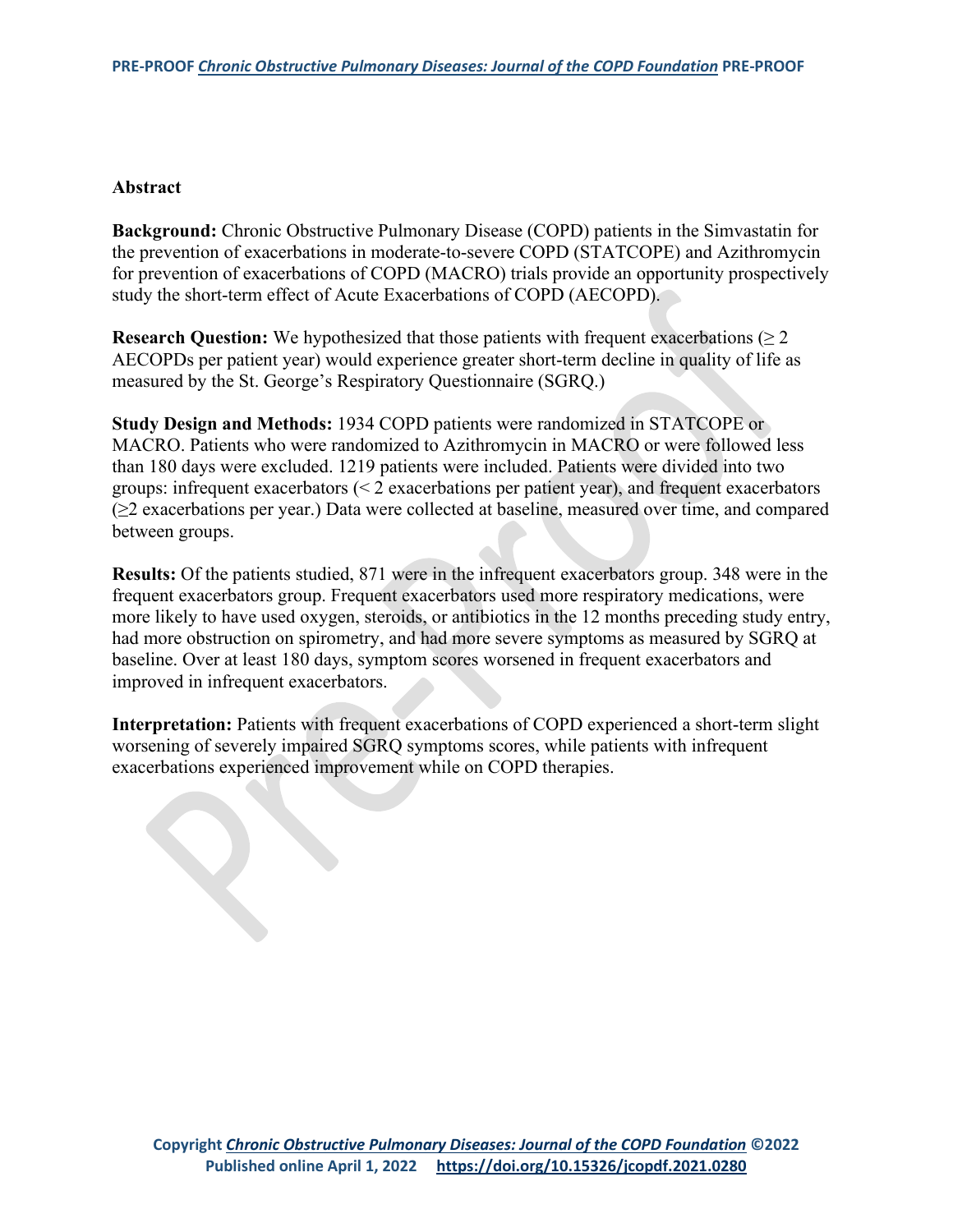## Abstract

**Background:** Chronic Obstructive Pulmonary Disease (COPD) patients in the Simvastatin for the prevention of exacerbations in moderate-to-severe COPD (STATCOPE) and Azithromycin for prevention of exacerbations of COPD (MACRO) trials provide an opportunity prospectively study the short-term effect of Acute Exacerbations of COPD (AECOPD).

**Research Question:** We hypothesized that those patients with frequent exacerbations (≥ 2 AECOPDs per patient year) would experience greater short-term decline in quality of life as measured by the St. George's Respiratory Questionnaire (SGRQ.)

**Study Design and Methods:** 1934 COPD patients were randomized in STATCOPE or MACRO. Patients who were randomized to Azithromycin in MACRO or were followed less than 180 days were excluded. 1219 patients were included. Patients were divided into two groups: infrequent exacerbators (< 2 exacerbations per patient year), and frequent exacerbators (≥2 exacerbations per year.) Data were collected at baseline, measured over time, and compared between groups.

**Results:** Of the patients studied, 871 were in the infrequent exacerbators group. 348 were in the frequent exacerbators group. Frequent exacerbators used more respiratory medications, were more likely to have used oxygen, steroids, or antibiotics in the 12 months preceding study entry, had more obstruction on spirometry, and had more severe symptoms as measured by SGRQ at baseline. Over at least 180 days, symptom scores worsened in frequent exacerbators and improved in infrequent exacerbators.

**Interpretation:** Patients with frequent exacerbations of COPD experienced a short-term slight worsening of severely impaired SGRQ symptoms scores, while patients with infrequent exacerbations experienced improvement while on COPD therapies.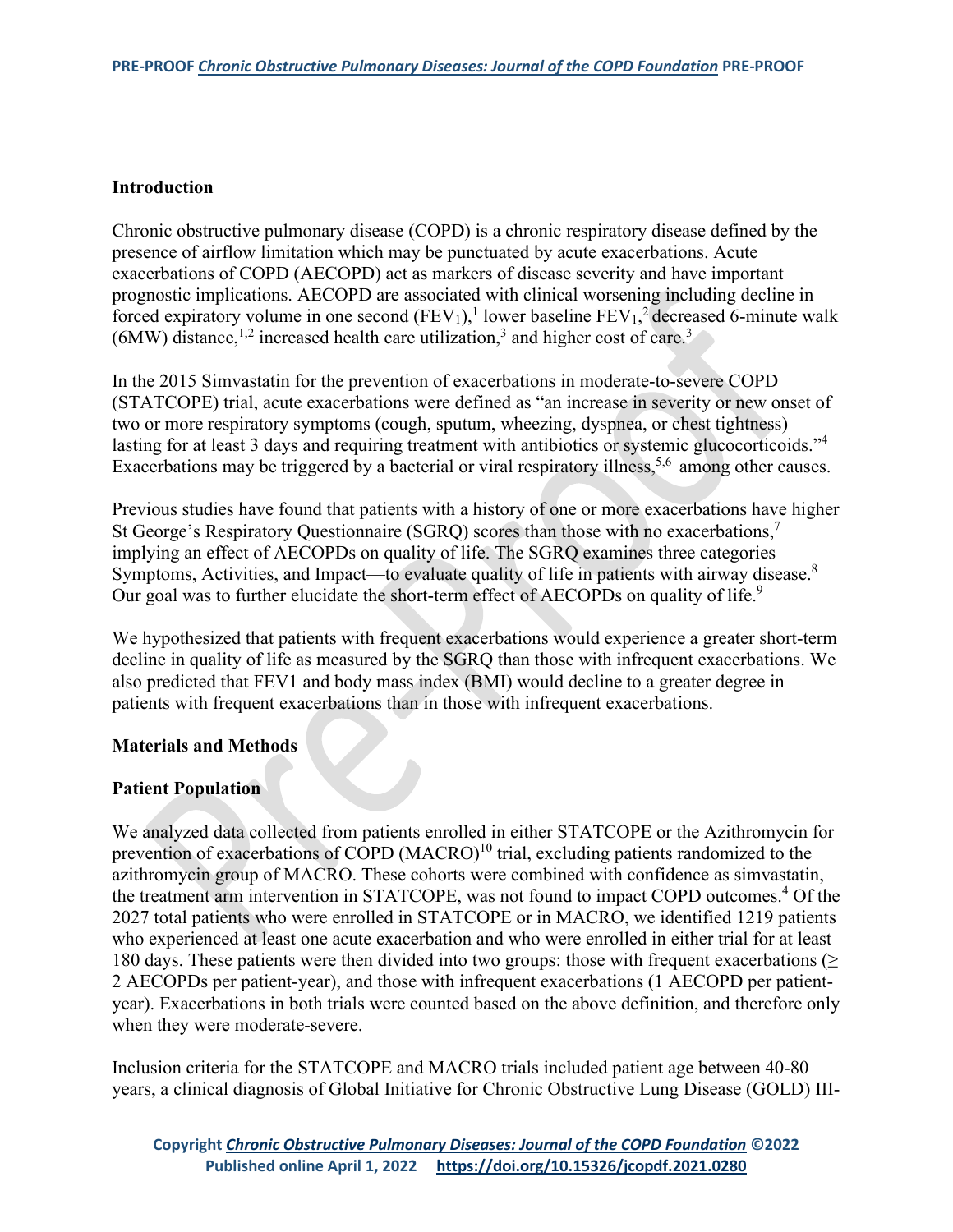## Introduction

Chronic obstructive pulmonary disease (COPD) is a chronic respiratory disease defined by the presence of airflow limitation which may be punctuated by acute exacerbations. Acute exacerbations of COPD (AECOPD) act as markers of disease severity and have important prognostic implications. AECOPD are associated with clinical worsening including decline in forced expiratory volume in one second ($FEV_1$),[1] lower baseline $FEV_1$,[2] decreased 6-minute walk (6MW) distance,[1,2] increased health care utilization,[3] and higher cost of care.[3]

In the 2015 Simvastatin for the prevention of exacerbations in moderate-to-severe COPD (STATCOPE) trial, acute exacerbations were defined as "an increase in severity or new onset of two or more respiratory symptoms (cough, sputum, wheezing, dyspnea, or chest tightness) lasting for at least 3 days and requiring treatment with antibiotics or systemic glucocorticoids."[4] Exacerbations may be triggered by a bacterial or viral respiratory illness,[5,6] among other causes.

Previous studies have found that patients with a history of one or more exacerbations have higher St George's Respiratory Questionnaire (SGRQ) scores than those with no exacerbations,[7] implying an effect of AECOPDs on quality of life. The SGRQ examines three categories—Symptoms, Activities, and Impact—to evaluate quality of life in patients with airway disease.[8] Our goal was to further elucidate the short-term effect of AECOPDs on quality of life.[9]

We hypothesized that patients with frequent exacerbations would experience a greater short-term decline in quality of life as measured by the SGRQ than those with infrequent exacerbations. We also predicted that FEV1 and body mass index (BMI) would decline to a greater degree in patients with frequent exacerbations than in those with infrequent exacerbations.

## Materials and Methods

### Patient Population

We analyzed data collected from patients enrolled in either STATCOPE or the Azithromycin for prevention of exacerbations of COPD (MACRO)[10] trial, excluding patients randomized to the azithromycin group of MACRO. These cohorts were combined with confidence as simvastatin, the treatment arm intervention in STATCOPE, was not found to impact COPD outcomes.[4] Of the 2027 total patients who were enrolled in STATCOPE or in MACRO, we identified 1219 patients who experienced at least one acute exacerbation and who were enrolled in either trial for at least 180 days. These patients were then divided into two groups: those with frequent exacerbations ($\geq$ 2 AECOPDs per patient-year), and those with infrequent exacerbations (1 AECOPD per patient-year). Exacerbations in both trials were counted based on the above definition, and therefore only when they were moderate-severe.

Inclusion criteria for the STATCOPE and MACRO trials included patient age between 40-80 years, a clinical diagnosis of Global Initiative for Chronic Obstructive Lung Disease (GOLD) III-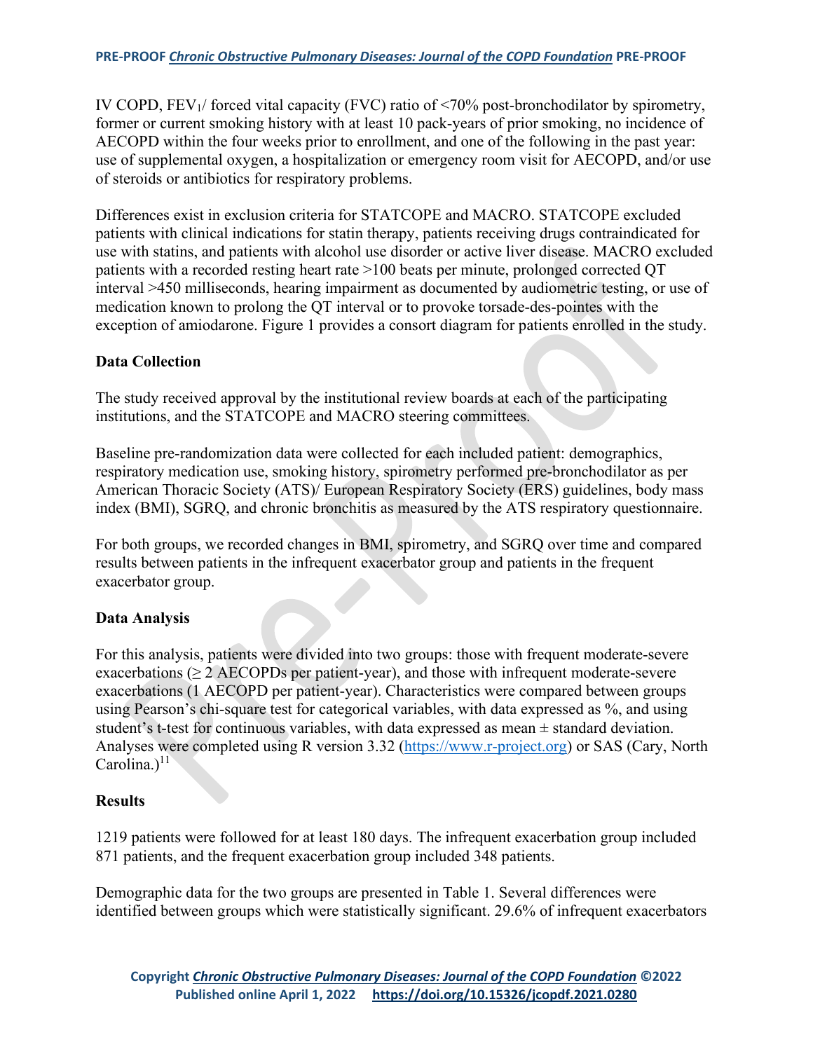IV COPD, $FEV_1$/ forced vital capacity (FVC) ratio of <70% post-bronchodilator by spirometry, former or current smoking history with at least 10 pack-years of prior smoking, no incidence of AECOPD within the four weeks prior to enrollment, and one of the following in the past year: use of supplemental oxygen, a hospitalization or emergency room visit for AECOPD, and/or use of steroids or antibiotics for respiratory problems.

Differences exist in exclusion criteria for STATCOPE and MACRO. STATCOPE excluded patients with clinical indications for statin therapy, patients receiving drugs contraindicated for use with statins, and patients with alcohol use disorder or active liver disease. MACRO excluded patients with a recorded resting heart rate >100 beats per minute, prolonged corrected QT interval >450 milliseconds, hearing impairment as documented by audiometric testing, or use of medication known to prolong the QT interval or to provoke torsade-des-pointes with the exception of amiodarone. Figure 1 provides a consort diagram for patients enrolled in the study.

**Data Collection**

The study received approval by the institutional review boards at each of the participating institutions, and the STATCOPE and MACRO steering committees.

Baseline pre-randomization data were collected for each included patient: demographics, respiratory medication use, smoking history, spirometry performed pre-bronchodilator as per American Thoracic Society (ATS)/ European Respiratory Society (ERS) guidelines, body mass index (BMI), SGRQ, and chronic bronchitis as measured by the ATS respiratory questionnaire.

For both groups, we recorded changes in BMI, spirometry, and SGRQ over time and compared results between patients in the infrequent exacerbator group and patients in the frequent exacerbator group.

**Data Analysis**

For this analysis, patients were divided into two groups: those with frequent moderate-severe exacerbations (≥ 2 AECOPDs per patient-year), and those with infrequent moderate-severe exacerbations (1 AECOPD per patient-year). Characteristics were compared between groups using Pearson's chi-square test for categorical variables, with data expressed as %, and using student's t-test for continuous variables, with data expressed as mean ± standard deviation. Analyses were completed using R version 3.32 (https://www.r-project.org) or SAS (Cary, North Carolina.)[11]

**Results**

1219 patients were followed for at least 180 days. The infrequent exacerbation group included 871 patients, and the frequent exacerbation group included 348 patients.

Demographic data for the two groups are presented in Table 1. Several differences were identified between groups which were statistically significant. 29.6% of infrequent exacerbators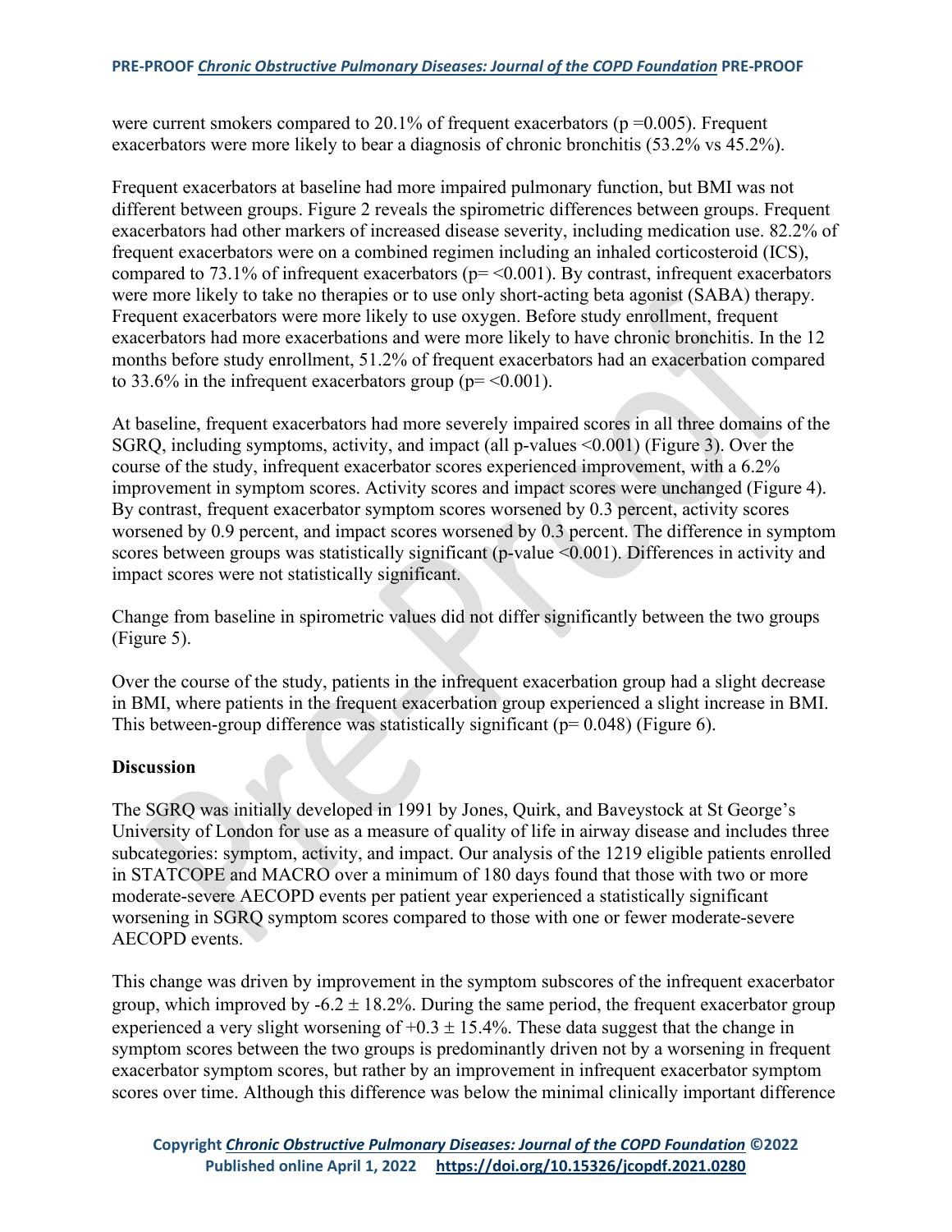were current smokers compared to 20.1% of frequent exacerbators (p =0.005). Frequent exacerbators were more likely to bear a diagnosis of chronic bronchitis (53.2% vs 45.2%).

Frequent exacerbators at baseline had more impaired pulmonary function, but BMI was not different between groups. Figure 2 reveals the spirometric differences between groups. Frequent exacerbators had other markers of increased disease severity, including medication use. 82.2% of frequent exacerbators were on a combined regimen including an inhaled corticosteroid (ICS), compared to 73.1% of infrequent exacerbators (p= <0.001). By contrast, infrequent exacerbators were more likely to take no therapies or to use only short-acting beta agonist (SABA) therapy. Frequent exacerbators were more likely to use oxygen. Before study enrollment, frequent exacerbators had more exacerbations and were more likely to have chronic bronchitis. In the 12 months before study enrollment, 51.2% of frequent exacerbators had an exacerbation compared to 33.6% in the infrequent exacerbators group (p= <0.001).

At baseline, frequent exacerbators had more severely impaired scores in all three domains of the SGRQ, including symptoms, activity, and impact (all p-values <0.001) (Figure 3). Over the course of the study, infrequent exacerbator scores experienced improvement, with a 6.2% improvement in symptom scores. Activity scores and impact scores were unchanged (Figure 4). By contrast, frequent exacerbator symptom scores worsened by 0.3 percent, activity scores worsened by 0.9 percent, and impact scores worsened by 0.3 percent. The difference in symptom scores between groups was statistically significant (p-value <0.001). Differences in activity and impact scores were not statistically significant.

Change from baseline in spirometric values did not differ significantly between the two groups (Figure 5).

Over the course of the study, patients in the infrequent exacerbation group had a slight decrease in BMI, where patients in the frequent exacerbation group experienced a slight increase in BMI. This between-group difference was statistically significant (p= 0.048) (Figure 6).

## Discussion

The SGRQ was initially developed in 1991 by Jones, Quirk, and Baveystock at St George's University of London for use as a measure of quality of life in airway disease and includes three subcategories: symptom, activity, and impact. Our analysis of the 1219 eligible patients enrolled in STATCOPE and MACRO over a minimum of 180 days found that those with two or more moderate-severe AECOPD events per patient year experienced a statistically significant worsening in SGRQ symptom scores compared to those with one or fewer moderate-severe AECOPD events.

This change was driven by improvement in the symptom subscores of the infrequent exacerbator group, which improved by -6.2 ± 18.2%. During the same period, the frequent exacerbator group experienced a very slight worsening of +0.3 ± 15.4%. These data suggest that the change in symptom scores between the two groups is predominantly driven not by a worsening in frequent exacerbator symptom scores, but rather by an improvement in infrequent exacerbator symptom scores over time. Although this difference was below the minimal clinically important difference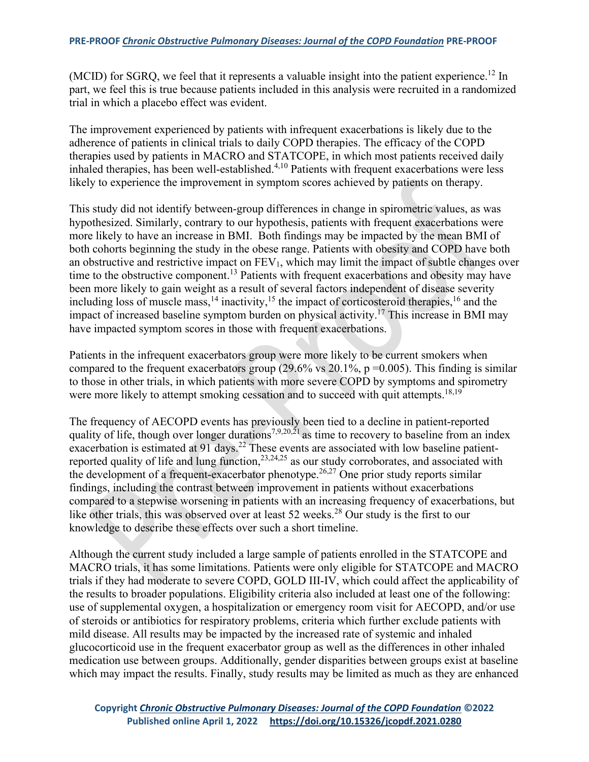(MCID) for SGRQ, we feel that it represents a valuable insight into the patient experience.[12] In part, we feel this is true because patients included in this analysis were recruited in a randomized trial in which a placebo effect was evident.

The improvement experienced by patients with infrequent exacerbations is likely due to the adherence of patients in clinical trials to daily COPD therapies. The efficacy of the COPD therapies used by patients in MACRO and STATCOPE, in which most patients received daily inhaled therapies, has been well-established.[4,10] Patients with frequent exacerbations were less likely to experience the improvement in symptom scores achieved by patients on therapy.

This study did not identify between-group differences in change in spirometric values, as was hypothesized. Similarly, contrary to our hypothesis, patients with frequent exacerbations were more likely to have an increase in BMI. Both findings may be impacted by the mean BMI of both cohorts beginning the study in the obese range. Patients with obesity and COPD have both an obstructive and restrictive impact on $FEV_1$, which may limit the impact of subtle changes over time to the obstructive component.[13] Patients with frequent exacerbations and obesity may have been more likely to gain weight as a result of several factors independent of disease severity including loss of muscle mass,[14] inactivity,[15] the impact of corticosteroid therapies,[16] and the impact of increased baseline symptom burden on physical activity.[17] This increase in BMI may have impacted symptom scores in those with frequent exacerbations.

Patients in the infrequent exacerbators group were more likely to be current smokers when compared to the frequent exacerbators group (29.6% vs 20.1%, $p = 0.005$). This finding is similar to those in other trials, in which patients with more severe COPD by symptoms and spirometry were more likely to attempt smoking cessation and to succeed with quit attempts.[18,19]

The frequency of AECOPD events has previously been tied to a decline in patient-reported quality of life, though over longer durations[7,9,20,21] as time to recovery to baseline from an index exacerbation is estimated at 91 days.[22] These events are associated with low baseline patient-reported quality of life and lung function,[23,24,25] as our study corroborates, and associated with the development of a frequent-exacerbator phenotype.[26,27] One prior study reports similar findings, including the contrast between improvement in patients without exacerbations compared to a stepwise worsening in patients with an increasing frequency of exacerbations, but like other trials, this was observed over at least 52 weeks.[28] Our study is the first to our knowledge to describe these effects over such a short timeline.

Although the current study included a large sample of patients enrolled in the STATCOPE and MACRO trials, it has some limitations. Patients were only eligible for STATCOPE and MACRO trials if they had moderate to severe COPD, GOLD III-IV, which could affect the applicability of the results to broader populations. Eligibility criteria also included at least one of the following: use of supplemental oxygen, a hospitalization or emergency room visit for AECOPD, and/or use of steroids or antibiotics for respiratory problems, criteria which further exclude patients with mild disease. All results may be impacted by the increased rate of systemic and inhaled glucocorticoid use in the frequent exacerbator group as well as the differences in other inhaled medication use between groups. Additionally, gender disparities between groups exist at baseline which may impact the results. Finally, study results may be limited as much as they are enhanced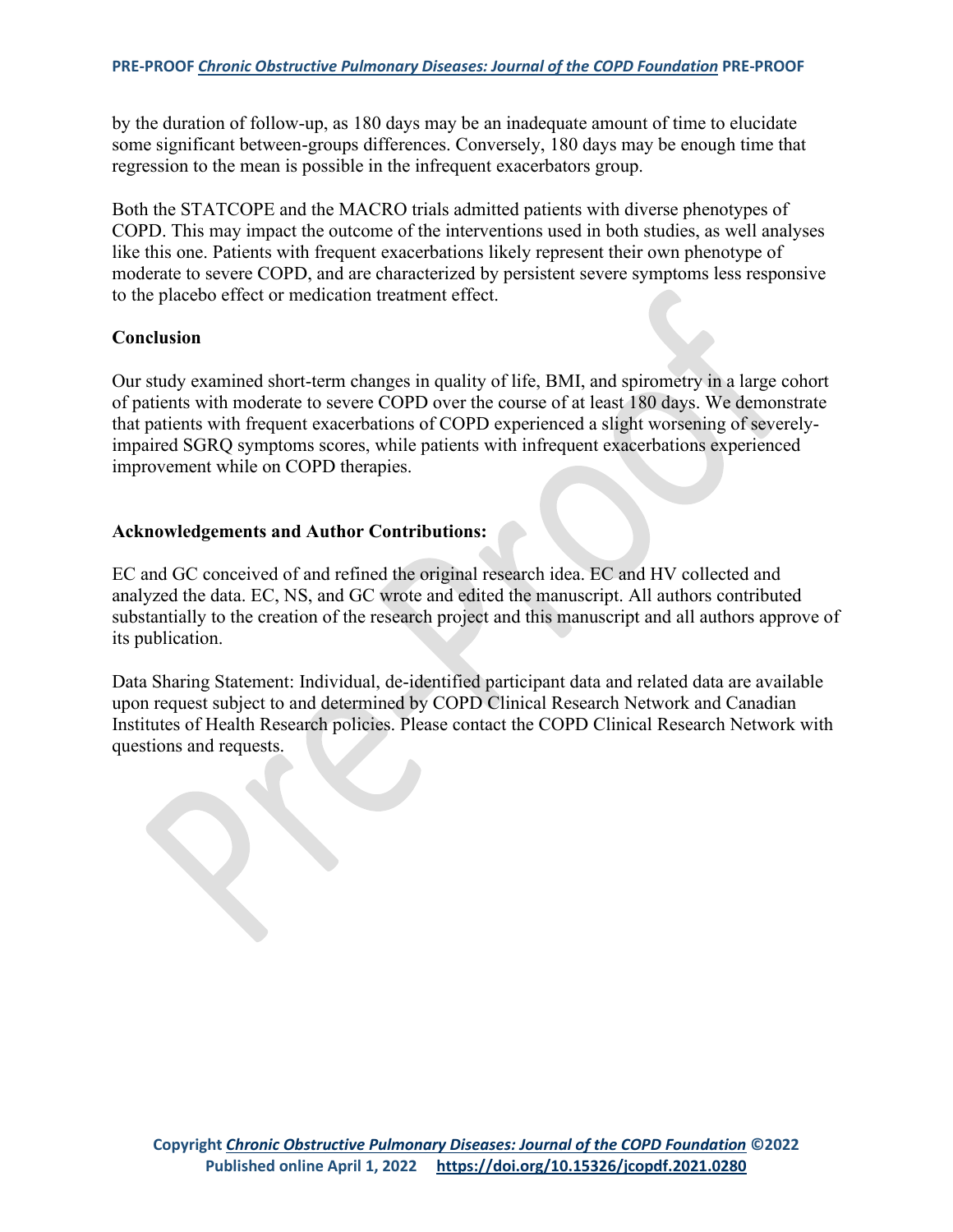by the duration of follow-up, as 180 days may be an inadequate amount of time to elucidate some significant between-groups differences. Conversely, 180 days may be enough time that regression to the mean is possible in the infrequent exacerbators group.

Both the STATCOPE and the MACRO trials admitted patients with diverse phenotypes of COPD. This may impact the outcome of the interventions used in both studies, as well analyses like this one. Patients with frequent exacerbations likely represent their own phenotype of moderate to severe COPD, and are characterized by persistent severe symptoms less responsive to the placebo effect or medication treatment effect.

## Conclusion

Our study examined short-term changes in quality of life, BMI, and spirometry in a large cohort of patients with moderate to severe COPD over the course of at least 180 days. We demonstrate that patients with frequent exacerbations of COPD experienced a slight worsening of severely-impaired SGRQ symptoms scores, while patients with infrequent exacerbations experienced improvement while on COPD therapies.

## Acknowledgements and Author Contributions:

EC and GC conceived of and refined the original research idea. EC and HV collected and analyzed the data. EC, NS, and GC wrote and edited the manuscript. All authors contributed substantially to the creation of the research project and this manuscript and all authors approve of its publication.

Data Sharing Statement: Individual, de-identified participant data and related data are available upon request subject to and determined by COPD Clinical Research Network and Canadian Institutes of Health Research policies. Please contact the COPD Clinical Research Network with questions and requests.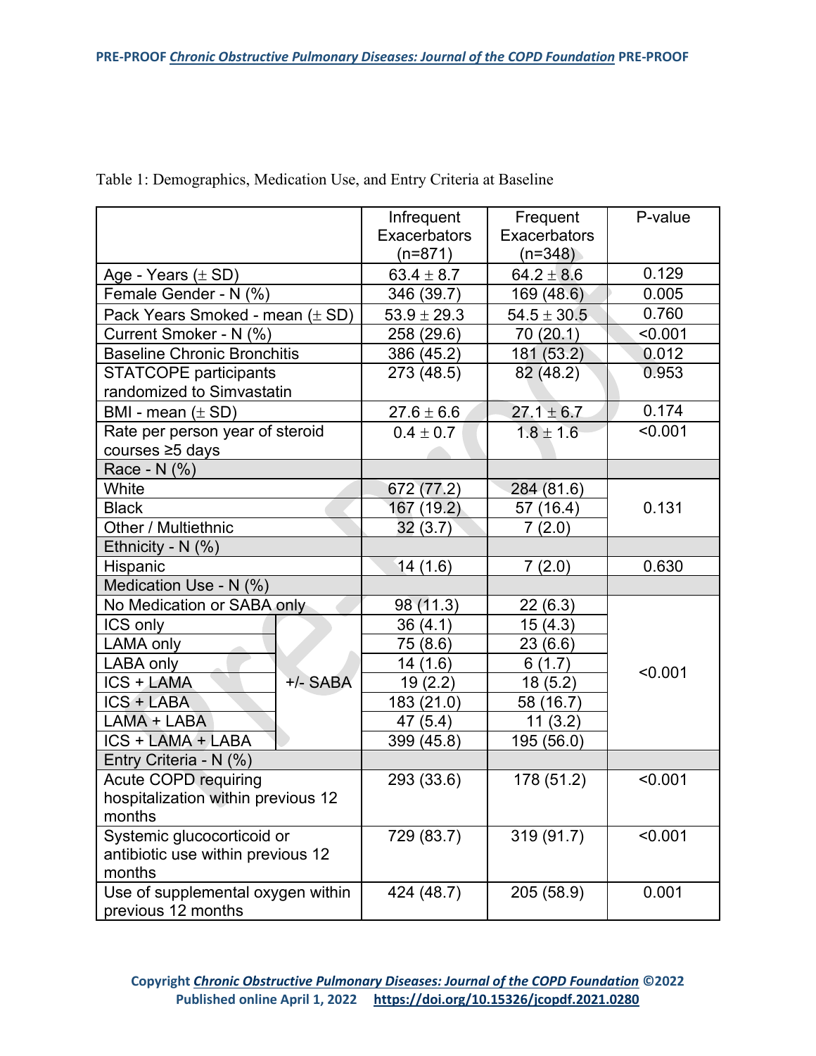Table 1: Demographics, Medication Use, and Entry Criteria at Baseline

| | | Infrequent Exacerbators (n=871) | Frequent Exacerbators (n=348) | P-value |
|---|---|---|---|---|
| Age - Years (± SD) | | 63.4 ± 8.7 | 64.2 ± 8.6 | 0.129 |
| Female Gender - N (%) | | 346 (39.7) | 169 (48.6) | 0.005 |
| Pack Years Smoked - mean (± SD) | | 53.9 ± 29.3 | 54.5 ± 30.5 | 0.760 |
| Current Smoker - N (%) | | 258 (29.6) | 70 (20.1) | <0.001 |
| Baseline Chronic Bronchitis | | 386 (45.2) | 181 (53.2) | 0.012 |
| STATCOPE participants randomized to Simvastatin | | 273 (48.5) | 82 (48.2) | 0.953 |
| BMI - mean (± SD) | | 27.6 ± 6.6 | 27.1 ± 6.7 | 0.174 |
| Rate per person year of steroid courses ≥5 days | | 0.4 ± 0.7 | 1.8 ± 1.6 | <0.001 |
| **Race - N (%)** | | | | |
| White | | 672 (77.2) | 284 (81.6) | 0.131 |
| Black | | 167 (19.2) | 57 (16.4) | |
| Other / Multiethnic | | 32 (3.7) | 7 (2.0) | |
| **Ethnicity - N (%)** | | | | |
| Hispanic | | 14 (1.6) | 7 (2.0) | 0.630 |
| **Medication Use - N (%)** | | | | |
| No Medication or SABA only | | 98 (11.3) | 22 (6.3) | <0.001 |
| ICS only | +/- SABA | 36 (4.1) | 15 (4.3) | |
| LAMA only | +/- SABA | 75 (8.6) | 23 (6.6) | |
| LABA only | +/- SABA | 14 (1.6) | 6 (1.7) | |
| ICS + LAMA | +/- SABA | 19 (2.2) | 18 (5.2) | |
| ICS + LABA | +/- SABA | 183 (21.0) | 58 (16.7) | |
| LAMA + LABA | +/- SABA | 47 (5.4) | 11 (3.2) | |
| ICS + LAMA + LABA | +/- SABA | 399 (45.8) | 195 (56.0) | |
| **Entry Criteria - N (%)** | | | | |
| Acute COPD requiring hospitalization within previous 12 months | | 293 (33.6) | 178 (51.2) | <0.001 |
| Systemic glucocorticoid or antibiotic use within previous 12 months | | 729 (83.7) | 319 (91.7) | <0.001 |
| Use of supplemental oxygen within previous 12 months | | 424 (48.7) | 205 (58.9) | 0.001 |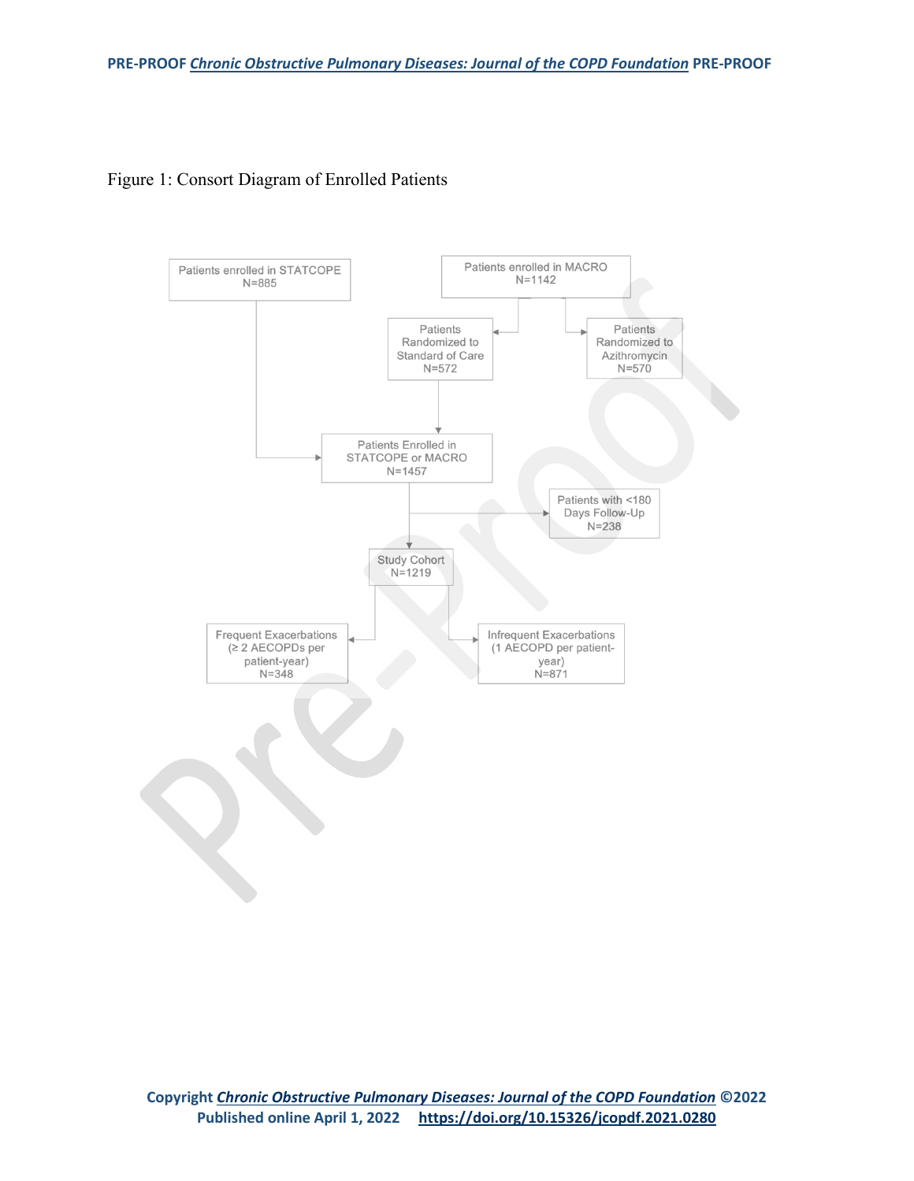Figure 1: Consort Diagram of Enrolled Patients

Patients enrolled in STATCOPE
N=885

Patients enrolled in MACRO
N=1142

Patients Randomized to Standard of Care
N=572

Patients Randomized to Azithromycin
N=570

Patients Enrolled in STATCOPE or MACRO
N=1457

Patients with <180 Days Follow-Up
N=238

Study Cohort
N=1219

Frequent Exacerbations (≥ 2 AECOPDs per patient-year)
N=348

Infrequent Exacerbations (1 AECOPD per patient-year)
N=871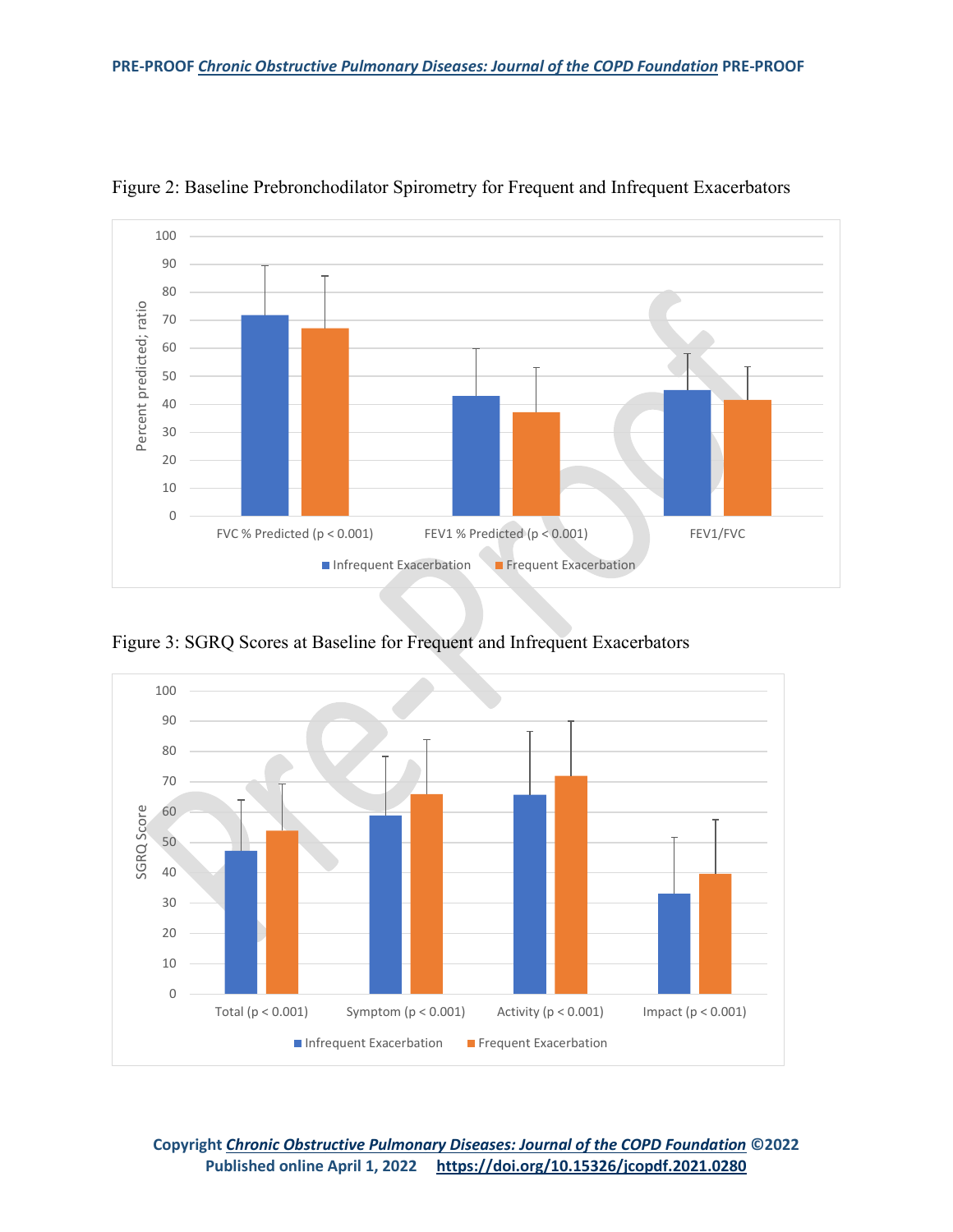Figure 2: Baseline Prebronchodilator Spirometry for Frequent and Infrequent Exacerbators

Figure 3: SGRQ Scores at Baseline for Frequent and Infrequent Exacerbators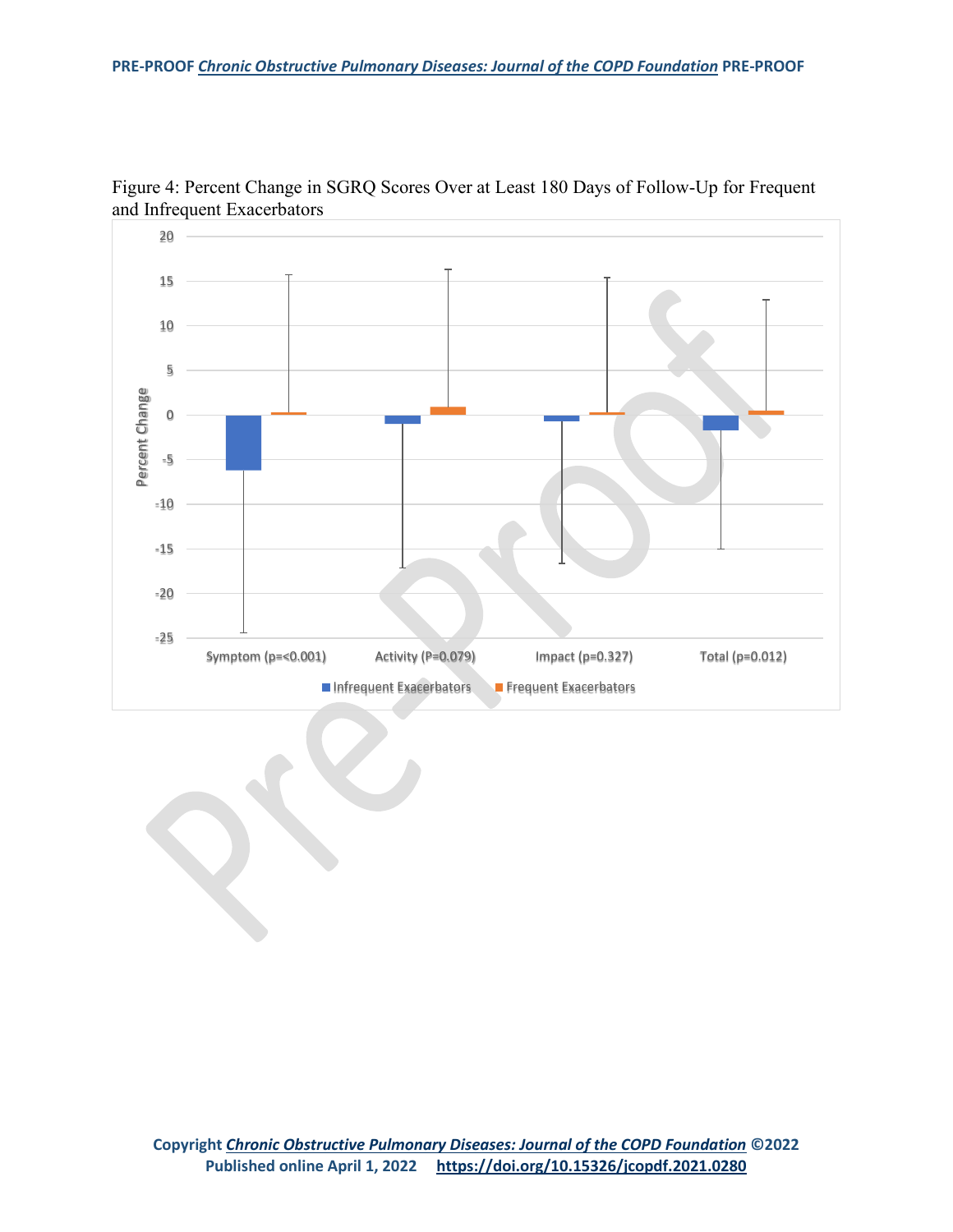Figure 4: Percent Change in SGRQ Scores Over at Least 180 Days of Follow-Up for Frequent and Infrequent Exacerbators

Percent Change

20
15
10
5
0
-5
-10
-15
-20
-25

Symptom (p=<0.001) | Activity (P=0.079) | Impact (p=0.327) | Total (p=0.012)

Infrequent Exacerbators | Frequent Exacerbators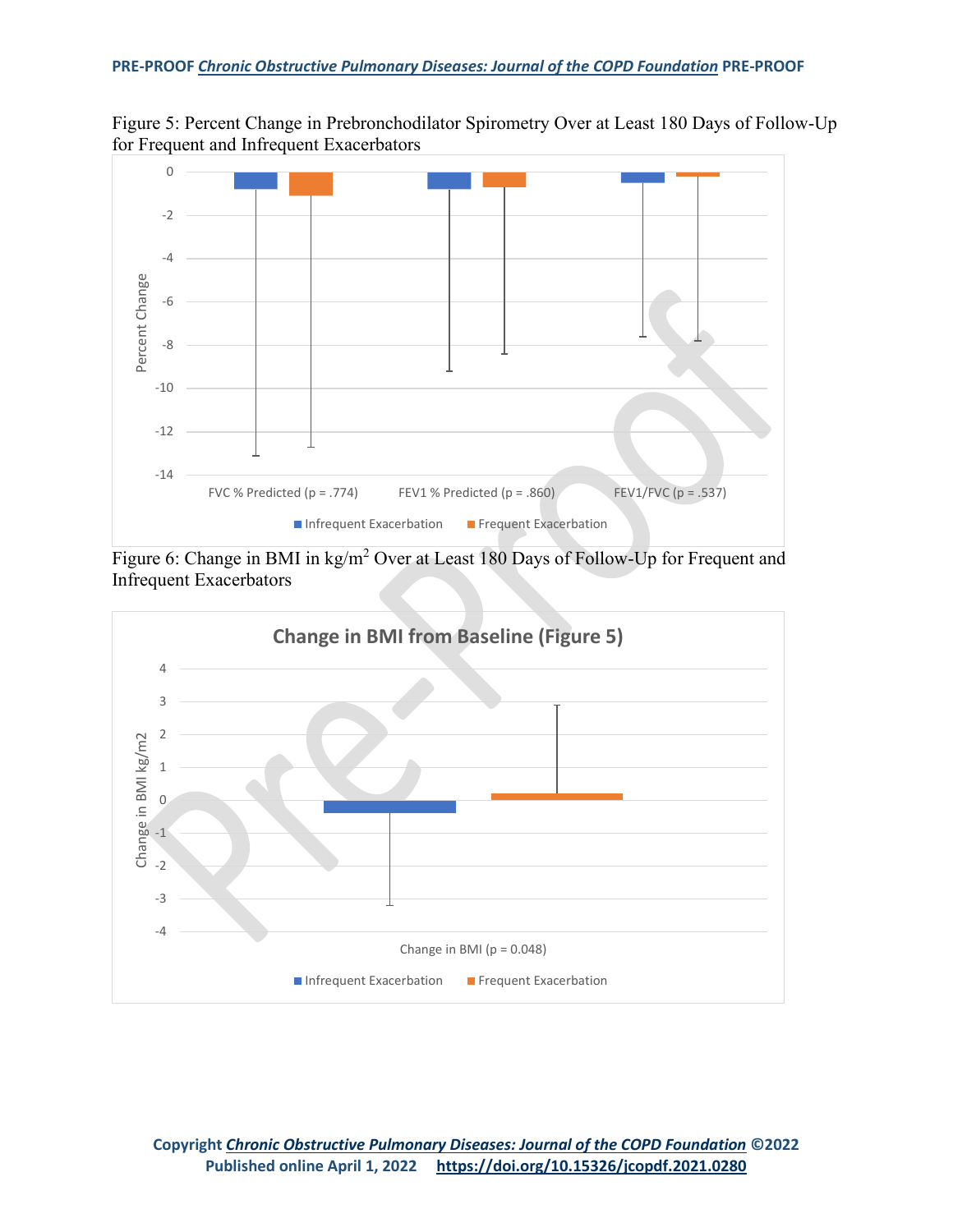Figure 5: Percent Change in Prebronchodilator Spirometry Over at Least 180 Days of Follow-Up for Frequent and Infrequent Exacerbators

Figure 6: Change in BMI in kg/m$^2$ Over at Least 180 Days of Follow-Up for Frequent and Infrequent Exacerbators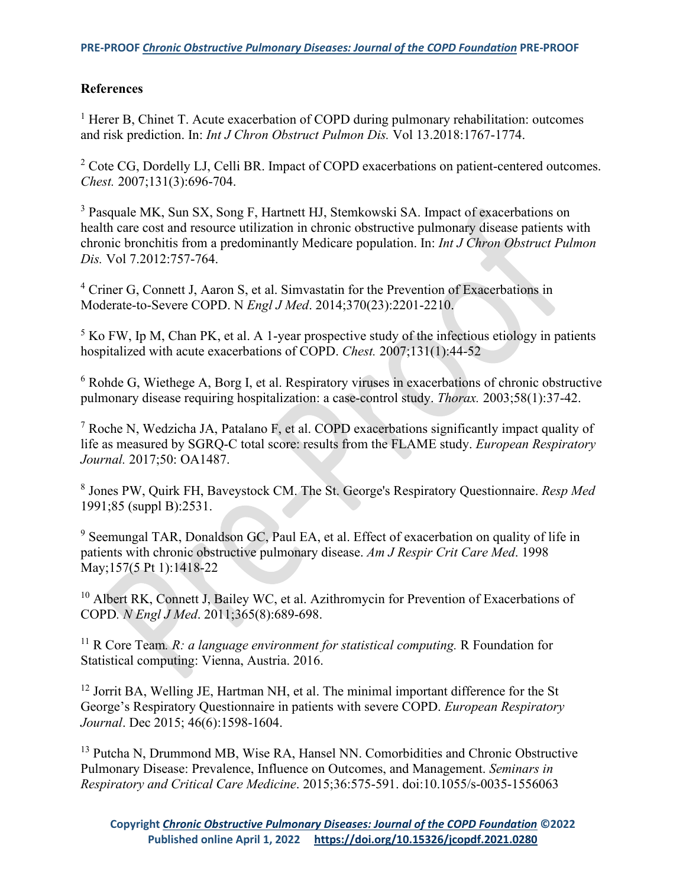**References**

[1] Herer B, Chinet T. Acute exacerbation of COPD during pulmonary rehabilitation: outcomes and risk prediction. In: *Int J Chron Obstruct Pulmon Dis.* Vol 13.2018:1767-1774.

[2] Cote CG, Dordelly LJ, Celli BR. Impact of COPD exacerbations on patient-centered outcomes. *Chest.* 2007;131(3):696-704.

[3] Pasquale MK, Sun SX, Song F, Hartnett HJ, Stemkowski SA. Impact of exacerbations on health care cost and resource utilization in chronic obstructive pulmonary disease patients with chronic bronchitis from a predominantly Medicare population. In: *Int J Chron Obstruct Pulmon Dis.* Vol 7.2012:757-764.

[4] Criner G, Connett J, Aaron S, et al. Simvastatin for the Prevention of Exacerbations in Moderate-to-Severe COPD. N *Engl J Med*. 2014;370(23):2201-2210.

[5] Ko FW, Ip M, Chan PK, et al. A 1-year prospective study of the infectious etiology in patients hospitalized with acute exacerbations of COPD. *Chest.* 2007;131(1):44-52

[6] Rohde G, Wiethege A, Borg I, et al. Respiratory viruses in exacerbations of chronic obstructive pulmonary disease requiring hospitalization: a case-control study. *Thorax.* 2003;58(1):37-42.

[7] Roche N, Wedzicha JA, Patalano F, et al. COPD exacerbations significantly impact quality of life as measured by SGRQ-C total score: results from the FLAME study. *European Respiratory Journal.* 2017;50: OA1487.

[8] Jones PW, Quirk FH, Baveystock CM. The St. George's Respiratory Questionnaire. *Resp Med* 1991;85 (suppl B):2531.

[9] Seemungal TAR, Donaldson GC, Paul EA, et al. Effect of exacerbation on quality of life in patients with chronic obstructive pulmonary disease. *Am J Respir Crit Care Med*. 1998 May;157(5 Pt 1):1418-22

[10] Albert RK, Connett J, Bailey WC, et al. Azithromycin for Prevention of Exacerbations of COPD*. N Engl J Med*. 2011;365(8):689-698.

[11] R Core Team*. R: a language environment for statistical computing.* R Foundation for Statistical computing: Vienna, Austria. 2016.

[12] Jorrit BA, Welling JE, Hartman NH, et al. The minimal important difference for the St George's Respiratory Questionnaire in patients with severe COPD. *European Respiratory Journal*. Dec 2015; 46(6):1598-1604.

[13] Putcha N, Drummond MB, Wise RA, Hansel NN. Comorbidities and Chronic Obstructive Pulmonary Disease: Prevalence, Influence on Outcomes, and Management. *Seminars in Respiratory and Critical Care Medicine*. 2015;36:575-591. doi:10.1055/s-0035-1556063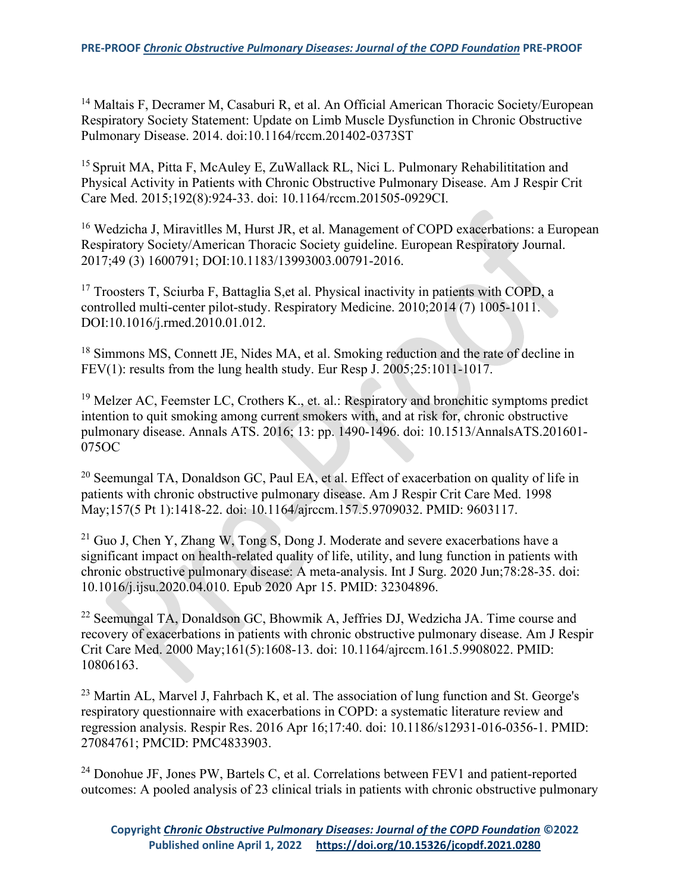[14] Maltais F, Decramer M, Casaburi R, et al. An Official American Thoracic Society/European Respiratory Society Statement: Update on Limb Muscle Dysfunction in Chronic Obstructive Pulmonary Disease. 2014. doi:10.1164/rccm.201402-0373ST

[15] Spruit MA, Pitta F, McAuley E, ZuWallack RL, Nici L. Pulmonary Rehabilititation and Physical Activity in Patients with Chronic Obstructive Pulmonary Disease. Am J Respir Crit Care Med. 2015;192(8):924-33. doi: 10.1164/rccm.201505-0929CI.

[16] Wedzicha J, Miravitlles M, Hurst JR, et al. Management of COPD exacerbations: a European Respiratory Society/American Thoracic Society guideline. European Respiratory Journal. 2017;49 (3) 1600791; DOI:10.1183/13993003.00791-2016.

[17] Troosters T, Sciurba F, Battaglia S,et al. Physical inactivity in patients with COPD, a controlled multi-center pilot-study. Respiratory Medicine. 2010;2014 (7) 1005-1011. DOI:10.1016/j.rmed.2010.01.012.

[18] Simmons MS, Connett JE, Nides MA, et al. Smoking reduction and the rate of decline in FEV(1): results from the lung health study. Eur Resp J. 2005;25:1011-1017.

[19] Melzer AC, Feemster LC, Crothers K., et. al.: Respiratory and bronchitic symptoms predict intention to quit smoking among current smokers with, and at risk for, chronic obstructive pulmonary disease. Annals ATS. 2016; 13: pp. 1490-1496. doi: 10.1513/AnnalsATS.201601-075OC

[20] Seemungal TA, Donaldson GC, Paul EA, et al. Effect of exacerbation on quality of life in patients with chronic obstructive pulmonary disease. Am J Respir Crit Care Med. 1998 May;157(5 Pt 1):1418-22. doi: 10.1164/ajrccm.157.5.9709032. PMID: 9603117.

[21] Guo J, Chen Y, Zhang W, Tong S, Dong J. Moderate and severe exacerbations have a significant impact on health-related quality of life, utility, and lung function in patients with chronic obstructive pulmonary disease: A meta-analysis. Int J Surg. 2020 Jun;78:28-35. doi: 10.1016/j.ijsu.2020.04.010. Epub 2020 Apr 15. PMID: 32304896.

[22] Seemungal TA, Donaldson GC, Bhowmik A, Jeffries DJ, Wedzicha JA. Time course and recovery of exacerbations in patients with chronic obstructive pulmonary disease. Am J Respir Crit Care Med. 2000 May;161(5):1608-13. doi: 10.1164/ajrccm.161.5.9908022. PMID: 10806163.

[23] Martin AL, Marvel J, Fahrbach K, et al. The association of lung function and St. George's respiratory questionnaire with exacerbations in COPD: a systematic literature review and regression analysis. Respir Res. 2016 Apr 16;17:40. doi: 10.1186/s12931-016-0356-1. PMID: 27084761; PMCID: PMC4833903.

[24] Donohue JF, Jones PW, Bartels C, et al. Correlations between FEV1 and patient-reported outcomes: A pooled analysis of 23 clinical trials in patients with chronic obstructive pulmonary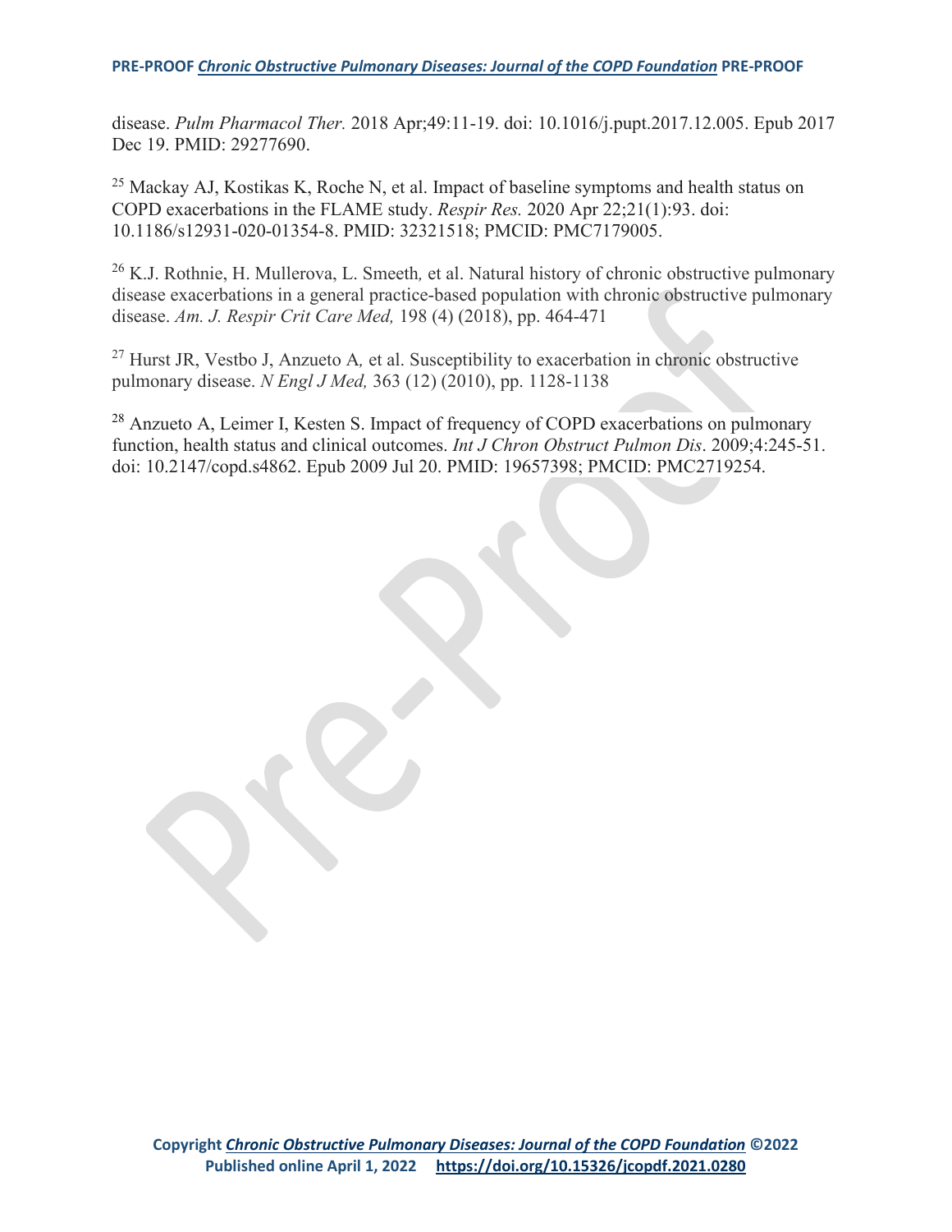disease. *Pulm Pharmacol Ther.* 2018 Apr;49:11-19. doi: 10.1016/j.pupt.2017.12.005. Epub 2017 Dec 19. PMID: 29277690.

[25] Mackay AJ, Kostikas K, Roche N, et al. Impact of baseline symptoms and health status on COPD exacerbations in the FLAME study. *Respir Res.* 2020 Apr 22;21(1):93. doi: 10.1186/s12931-020-01354-8. PMID: 32321518; PMCID: PMC7179005.

[26] K.J. Rothnie, H. Mullerova, L. Smeeth*,* et al. Natural history of chronic obstructive pulmonary disease exacerbations in a general practice-based population with chronic obstructive pulmonary disease. *Am. J. Respir Crit Care Med,* 198 (4) (2018), pp. 464-471

[27] Hurst JR, Vestbo J, Anzueto A*,* et al. Susceptibility to exacerbation in chronic obstructive pulmonary disease. *N Engl J Med,* 363 (12) (2010), pp. 1128-1138

[28] Anzueto A, Leimer I, Kesten S. Impact of frequency of COPD exacerbations on pulmonary function, health status and clinical outcomes. *Int J Chron Obstruct Pulmon Dis*. 2009;4:245-51. doi: 10.2147/copd.s4862. Epub 2009 Jul 20. PMID: 19657398; PMCID: PMC2719254.